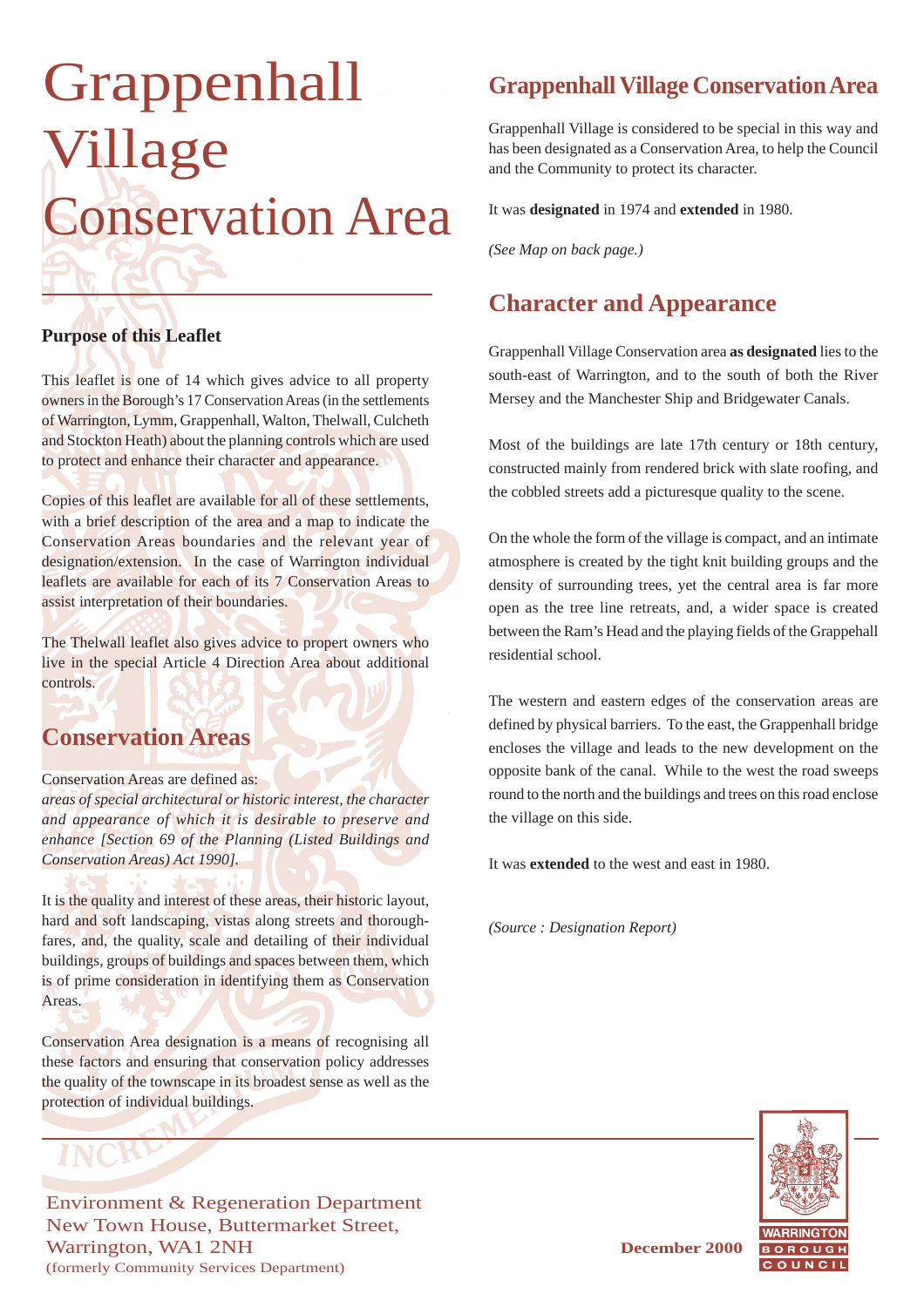# Grappenhall Village Conservation Area

### Purpose of this Leaflet

This leaflet is one of 14 which gives advice to all property owners in the Borough's 17 Conservation Areas (in the settlements of Warrington, Lymm, Grappenhall, Walton, Thelwall, Culcheth and Stockton Heath) about the planning controls which are used to protect and enhance their character and appearance.

Copies of this leaflet are available for all of these settlements, with a brief description of the area and a map to indicate the Conservation Areas boundaries and the relevant year of designation/extension. In the case of Warrington individual leaflets are available for each of its 7 Conservation Areas to assist interpretation of their boundaries.

The Thelwall leaflet also gives advice to propert owners who live in the special Article 4 Direction Area about additional controls.

## Conservation Areas

Conservation Areas are defined as:
*areas of special architectural or historic interest, the character and appearance of which it is desirable to preserve and enhance [Section 69 of the Planning (Listed Buildings and Conservation Areas) Act 1990].*

It is the quality and interest of these areas, their historic layout, hard and soft landscaping, vistas along streets and thoroughfares, and, the quality, scale and detailing of their individual buildings, groups of buildings and spaces between them, which is of prime consideration in identifying them as Conservation Areas.

Conservation Area designation is a means of recognising all these factors and ensuring that conservation policy addresses the quality of the townscape in its broadest sense as well as the protection of individual buildings.

## Grappenhall Village Conservation Area

Grappenhall Village is considered to be special in this way and has been designated as a Conservation Area, to help the Council and the Community to protect its character.

It was **designated** in 1974 and **extended** in 1980.

*(See Map on back page.)*

## Character and Appearance

Grappenhall Village Conservation area **as designated** lies to the south-east of Warrington, and to the south of both the River Mersey and the Manchester Ship and Bridgewater Canals.

Most of the buildings are late 17th century or 18th century, constructed mainly from rendered brick with slate roofing, and the cobbled streets add a picturesque quality to the scene.

On the whole the form of the village is compact, and an intimate atmosphere is created by the tight knit building groups and the density of surrounding trees, yet the central area is far more open as the tree line retreats, and, a wider space is created between the Ram's Head and the playing fields of the Grappenhall residential school.

The western and eastern edges of the conservation areas are defined by physical barriers. To the east, the Grappenhall bridge encloses the village and leads to the new development on the opposite bank of the canal. While to the west the road sweeps round to the north and the buildings and trees on this road enclose the village on this side.

It was **extended** to the west and east in 1980.

*(Source : Designation Report)*

Environment & Regeneration Department
New Town House, Buttermarket Street,
Warrington, WA1 2NH
(formerly Community Services Department)

**December 2000**

WARRINGTON BOROUGH COUNCIL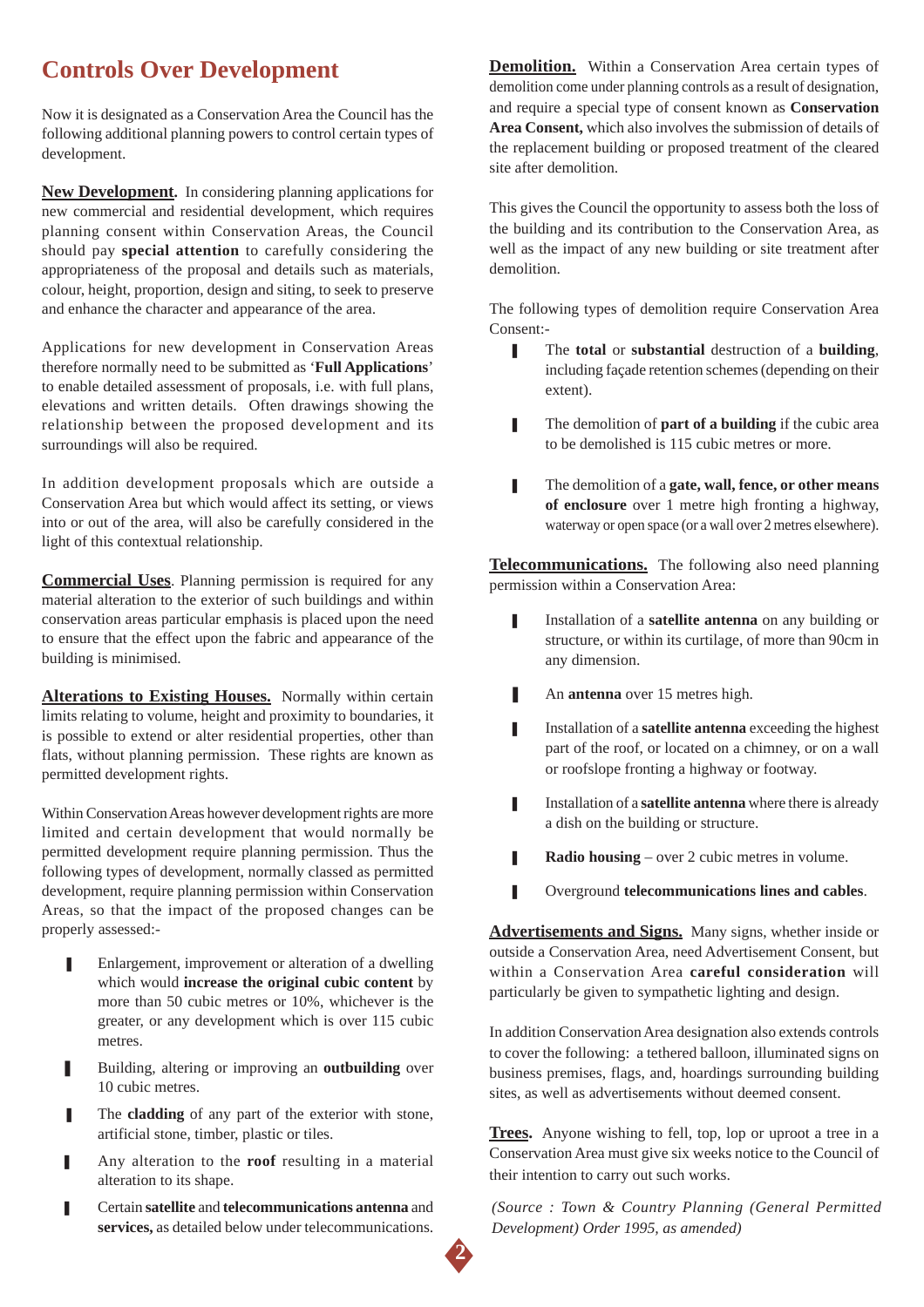# Controls Over Development

Now it is designated as a Conservation Area the Council has the following additional planning powers to control certain types of development.

**New Development.** In considering planning applications for new commercial and residential development, which requires planning consent within Conservation Areas, the Council should pay **special attention** to carefully considering the appropriateness of the proposal and details such as materials, colour, height, proportion, design and siting, to seek to preserve and enhance the character and appearance of the area.

Applications for new development in Conservation Areas therefore normally need to be submitted as '**Full Applications**' to enable detailed assessment of proposals, i.e. with full plans, elevations and written details. Often drawings showing the relationship between the proposed development and its surroundings will also be required.

In addition development proposals which are outside a Conservation Area but which would affect its setting, or views into or out of the area, will also be carefully considered in the light of this contextual relationship.

**Commercial Uses**. Planning permission is required for any material alteration to the exterior of such buildings and within conservation areas particular emphasis is placed upon the need to ensure that the effect upon the fabric and appearance of the building is minimised.

**Alterations to Existing Houses.** Normally within certain limits relating to volume, height and proximity to boundaries, it is possible to extend or alter residential properties, other than flats, without planning permission. These rights are known as permitted development rights.

Within Conservation Areas however development rights are more limited and certain development that would normally be permitted development require planning permission. Thus the following types of development, normally classed as permitted development, require planning permission within Conservation Areas, so that the impact of the proposed changes can be properly assessed:-

- Enlargement, improvement or alteration of a dwelling which would **increase the original cubic content** by more than 50 cubic metres or 10%, whichever is the greater, or any development which is over 115 cubic metres.
- Building, altering or improving an **outbuilding** over 10 cubic metres.
- The **cladding** of any part of the exterior with stone, artificial stone, timber, plastic or tiles.
- Any alteration to the **roof** resulting in a material alteration to its shape.
- Certain **satellite** and **telecommunications antenna** and **services,** as detailed below under telecommunications.

**Demolition.** Within a Conservation Area certain types of demolition come under planning controls as a result of designation, and require a special type of consent known as **Conservation Area Consent,** which also involves the submission of details of the replacement building or proposed treatment of the cleared site after demolition.

This gives the Council the opportunity to assess both the loss of the building and its contribution to the Conservation Area, as well as the impact of any new building or site treatment after demolition.

The following types of demolition require Conservation Area Consent:-

- The **total** or **substantial** destruction of a **building**, including façade retention schemes (depending on their extent).
- The demolition of **part of a building** if the cubic area to be demolished is 115 cubic metres or more.
- The demolition of a **gate, wall, fence, or other means of enclosure** over 1 metre high fronting a highway, waterway or open space (or a wall over 2 metres elsewhere).

**Telecommunications.** The following also need planning permission within a Conservation Area:

- Installation of a **satellite antenna** on any building or structure, or within its curtilage, of more than 90cm in any dimension.
- An **antenna** over 15 metres high.
- Installation of a **satellite antenna** exceeding the highest part of the roof, or located on a chimney, or on a wall or roofslope fronting a highway or footway.
- Installation of a **satellite antenna** where there is already a dish on the building or structure.
- **Radio housing** – over 2 cubic metres in volume.
- Overground **telecommunications lines and cables**.

**Advertisements and Signs.** Many signs, whether inside or outside a Conservation Area, need Advertisement Consent, but within a Conservation Area **careful consideration** will particularly be given to sympathetic lighting and design.

In addition Conservation Area designation also extends controls to cover the following: a tethered balloon, illuminated signs on business premises, flags, and, hoardings surrounding building sites, as well as advertisements without deemed consent.

**Trees.** Anyone wishing to fell, top, lop or uproot a tree in a Conservation Area must give six weeks notice to the Council of their intention to carry out such works.

*(Source : Town & Country Planning (General Permitted Development) Order 1995, as amended)*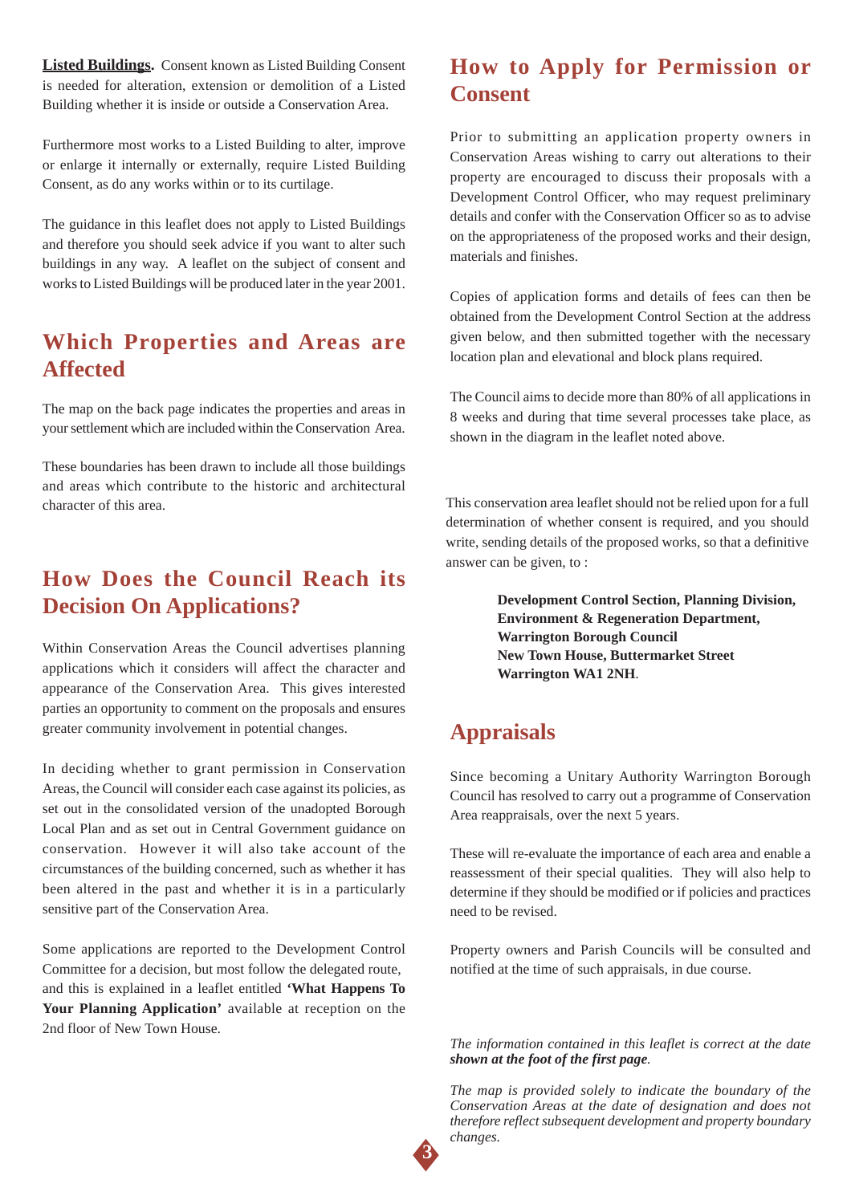**Listed Buildings.** Consent known as Listed Building Consent is needed for alteration, extension or demolition of a Listed Building whether it is inside or outside a Conservation Area.

Furthermore most works to a Listed Building to alter, improve or enlarge it internally or externally, require Listed Building Consent, as do any works within or to its curtilage.

The guidance in this leaflet does not apply to Listed Buildings and therefore you should seek advice if you want to alter such buildings in any way. A leaflet on the subject of consent and works to Listed Buildings will be produced later in the year 2001.

## Which Properties and Areas are Affected

The map on the back page indicates the properties and areas in your settlement which are included within the Conservation Area.

These boundaries has been drawn to include all those buildings and areas which contribute to the historic and architectural character of this area.

## How Does the Council Reach its Decision On Applications?

Within Conservation Areas the Council advertises planning applications which it considers will affect the character and appearance of the Conservation Area. This gives interested parties an opportunity to comment on the proposals and ensures greater community involvement in potential changes.

In deciding whether to grant permission in Conservation Areas, the Council will consider each case against its policies, as set out in the consolidated version of the unadopted Borough Local Plan and as set out in Central Government guidance on conservation. However it will also take account of the circumstances of the building concerned, such as whether it has been altered in the past and whether it is in a particularly sensitive part of the Conservation Area.

Some applications are reported to the Development Control Committee for a decision, but most follow the delegated route, and this is explained in a leaflet entitled **'What Happens To Your Planning Application'** available at reception on the 2nd floor of New Town House.

## How to Apply for Permission or Consent

Prior to submitting an application property owners in Conservation Areas wishing to carry out alterations to their property are encouraged to discuss their proposals with a Development Control Officer, who may request preliminary details and confer with the Conservation Officer so as to advise on the appropriateness of the proposed works and their design, materials and finishes.

Copies of application forms and details of fees can then be obtained from the Development Control Section at the address given below, and then submitted together with the necessary location plan and elevational and block plans required.

The Council aims to decide more than 80% of all applications in 8 weeks and during that time several processes take place, as shown in the diagram in the leaflet noted above.

This conservation area leaflet should not be relied upon for a full determination of whether consent is required, and you should write, sending details of the proposed works, so that a definitive answer can be given, to :

**Development Control Section, Planning Division,**
**Environment & Regeneration Department,**
**Warrington Borough Council**
**New Town House, Buttermarket Street**
**Warrington WA1 2NH**.

## Appraisals

Since becoming a Unitary Authority Warrington Borough Council has resolved to carry out a programme of Conservation Area reappraisals, over the next 5 years.

These will re-evaluate the importance of each area and enable a reassessment of their special qualities. They will also help to determine if they should be modified or if policies and practices need to be revised.

Property owners and Parish Councils will be consulted and notified at the time of such appraisals, in due course.

*The information contained in this leaflet is correct at the date* ***shown at the foot of the first page****.*

*The map is provided solely to indicate the boundary of the Conservation Areas at the date of designation and does not therefore reflect subsequent development and property boundary changes.*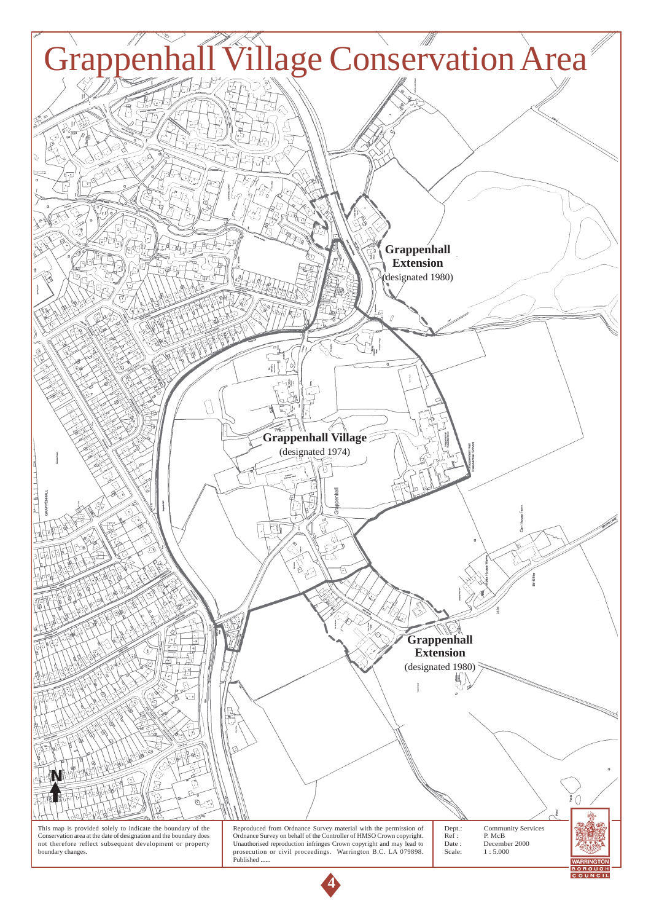# Grappenhall Village Conservation Area

**Grappenhall Extension**
(designated 1980)

**Grappenhall Village**
(designated 1974)

**Grappenhall Extension**
(designated 1980)

N

This map is provided solely to indicate the boundary of the Conservation area at the date of designation and the boundary does not therefore reflect subsequent development or property boundary changes.

Reproduced from Ordnance Survey material with the permission of Ordnance Survey on behalf of the Controller of HMSO Crown copyright. Unauthorised reproduction infringes Crown copyright and may lead to prosecution or civil proceedings. Warrington B.C. LA 079898. Published ......

| | |
|---|---|
| Dept.: | Community Services |
| Ref : | P. McB |
| Date : | December 2000 |
| Scale: | 1 : 5.000 |

WARRINGTON BOROUGH COUNCIL